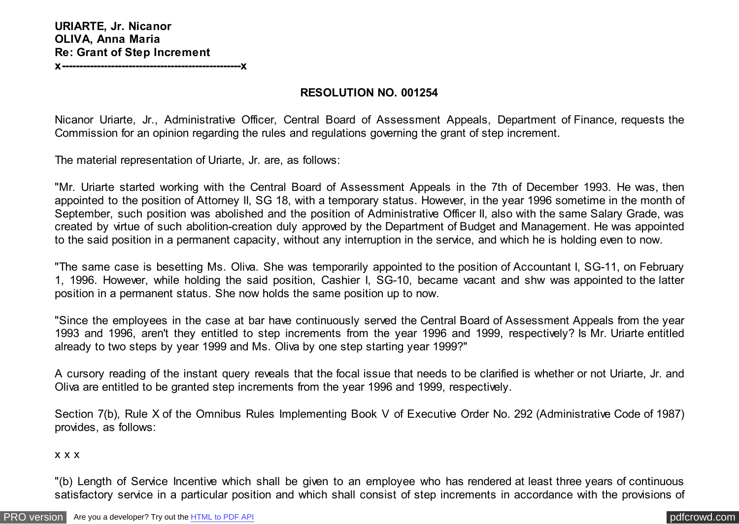**URIARTE, Jr. Nicanor**
**OLIVA, Anna Maria**
**Re: Grant of Step Increment**
**x--------------------------------------------------x**

**RESOLUTION NO. 001254**

Nicanor Uriarte, Jr., Administrative Officer, Central Board of Assessment Appeals, Department of Finance, requests the Commission for an opinion regarding the rules and regulations governing the grant of step increment.

The material representation of Uriarte, Jr. are, as follows:

"Mr. Uriarte started working with the Central Board of Assessment Appeals in the 7th of December 1993. He was, then appointed to the position of Attorney II, SG 18, with a temporary status. However, in the year 1996 sometime in the month of September, such position was abolished and the position of Administrative Officer II, also with the same Salary Grade, was created by virtue of such abolition-creation duly approved by the Department of Budget and Management. He was appointed to the said position in a permanent capacity, without any interruption in the service, and which he is holding even to now.

"The same case is besetting Ms. Oliva. She was temporarily appointed to the position of Accountant I, SG-11, on February 1, 1996. However, while holding the said position, Cashier I, SG-10, became vacant and shw was appointed to the latter position in a permanent status. She now holds the same position up to now.

"Since the employees in the case at bar have continuously served the Central Board of Assessment Appeals from the year 1993 and 1996, aren't they entitled to step increments from the year 1996 and 1999, respectively? Is Mr. Uriarte entitled already to two steps by year 1999 and Ms. Oliva by one step starting year 1999?"

A cursory reading of the instant query reveals that the focal issue that needs to be clarified is whether or not Uriarte, Jr. and Oliva are entitled to be granted step increments from the year 1996 and 1999, respectively.

Section 7(b), Rule X of the Omnibus Rules Implementing Book V of Executive Order No. 292 (Administrative Code of 1987) provides, as follows:

x x x

"(b) Length of Service Incentive which shall be given to an employee who has rendered at least three years of continuous satisfactory service in a particular position and which shall consist of step increments in accordance with the provisions of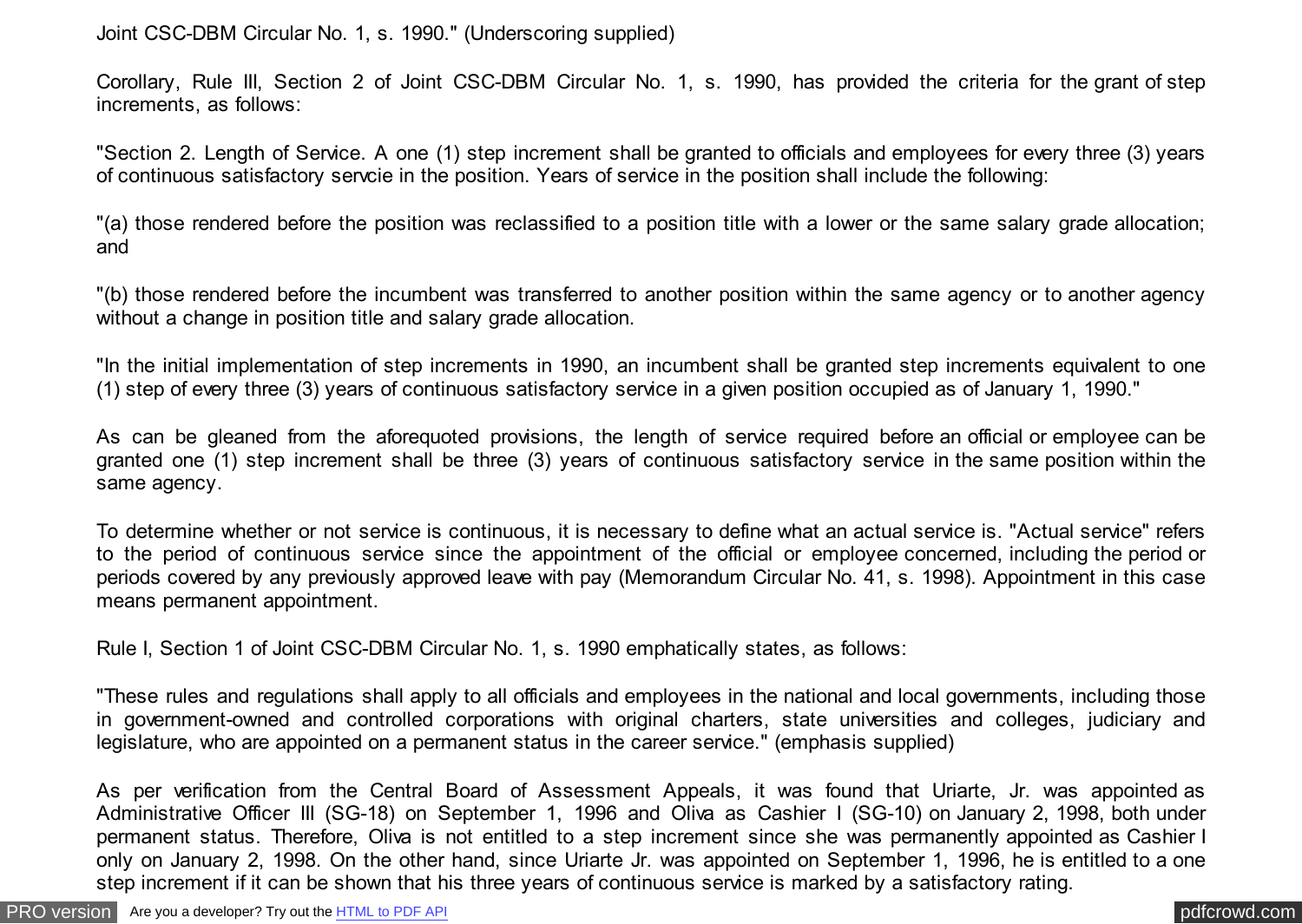Joint CSC-DBM Circular No. 1, s. 1990." (Underscoring supplied)

Corollary, Rule III, Section 2 of Joint CSC-DBM Circular No. 1, s. 1990, has provided the criteria for the grant of step increments, as follows:

"Section 2. Length of Service. A one (1) step increment shall be granted to officials and employees for every three (3) years of continuous satisfactory servcie in the position. Years of service in the position shall include the following:

"(a) those rendered before the position was reclassified to a position title with a lower or the same salary grade allocation; and

"(b) those rendered before the incumbent was transferred to another position within the same agency or to another agency without a change in position title and salary grade allocation.

"In the initial implementation of step increments in 1990, an incumbent shall be granted step increments equivalent to one (1) step of every three (3) years of continuous satisfactory service in a given position occupied as of January 1, 1990."

As can be gleaned from the aforequoted provisions, the length of service required before an official or employee can be granted one (1) step increment shall be three (3) years of continuous satisfactory service in the same position within the same agency.

To determine whether or not service is continuous, it is necessary to define what an actual service is. "Actual service" refers to the period of continuous service since the appointment of the official or employee concerned, including the period or periods covered by any previously approved leave with pay (Memorandum Circular No. 41, s. 1998). Appointment in this case means permanent appointment.

Rule I, Section 1 of Joint CSC-DBM Circular No. 1, s. 1990 emphatically states, as follows:

"These rules and regulations shall apply to all officials and employees in the national and local governments, including those in government-owned and controlled corporations with original charters, state universities and colleges, judiciary and legislature, who are appointed on a permanent status in the career service." (emphasis supplied)

As per verification from the Central Board of Assessment Appeals, it was found that Uriarte, Jr. was appointed as Administrative Officer III (SG-18) on September 1, 1996 and Oliva as Cashier I (SG-10) on January 2, 1998, both under permanent status. Therefore, Oliva is not entitled to a step increment since she was permanently appointed as Cashier I only on January 2, 1998. On the other hand, since Uriarte Jr. was appointed on September 1, 1996, he is entitled to a one step increment if it can be shown that his three years of continuous service is marked by a satisfactory rating.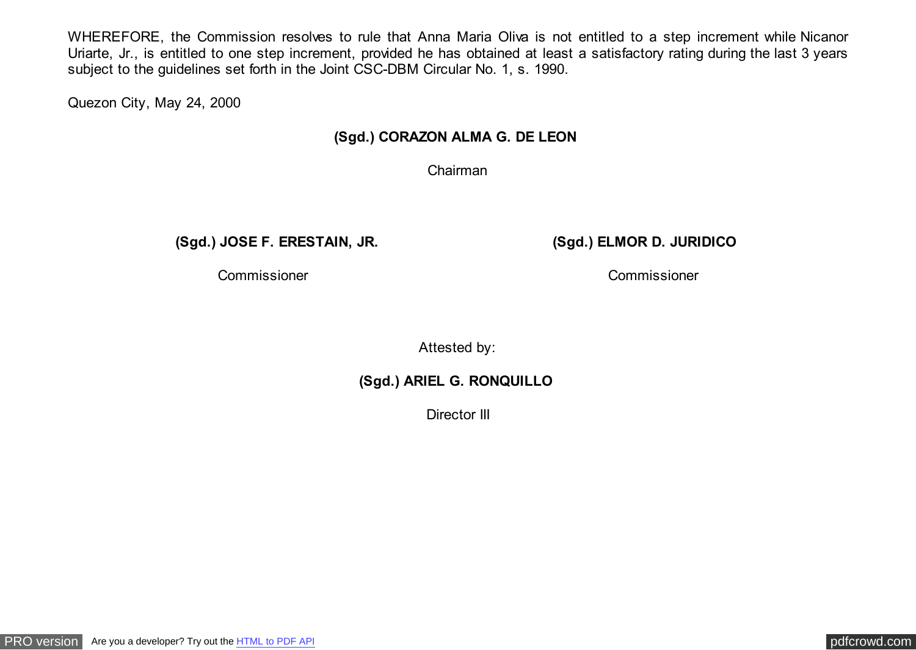WHEREFORE, the Commission resolves to rule that Anna Maria Oliva is not entitled to a step increment while Nicanor Uriarte, Jr., is entitled to one step increment, provided he has obtained at least a satisfactory rating during the last 3 years subject to the guidelines set forth in the Joint CSC-DBM Circular No. 1, s. 1990.

Quezon City, May 24, 2000

**(Sgd.) CORAZON ALMA G. DE LEON**

Chairman

**(Sgd.) JOSE F. ERESTAIN, JR.**

Commissioner

**(Sgd.) ELMOR D. JURIDICO**

Commissioner

Attested by:

**(Sgd.) ARIEL G. RONQUILLO**

Director III